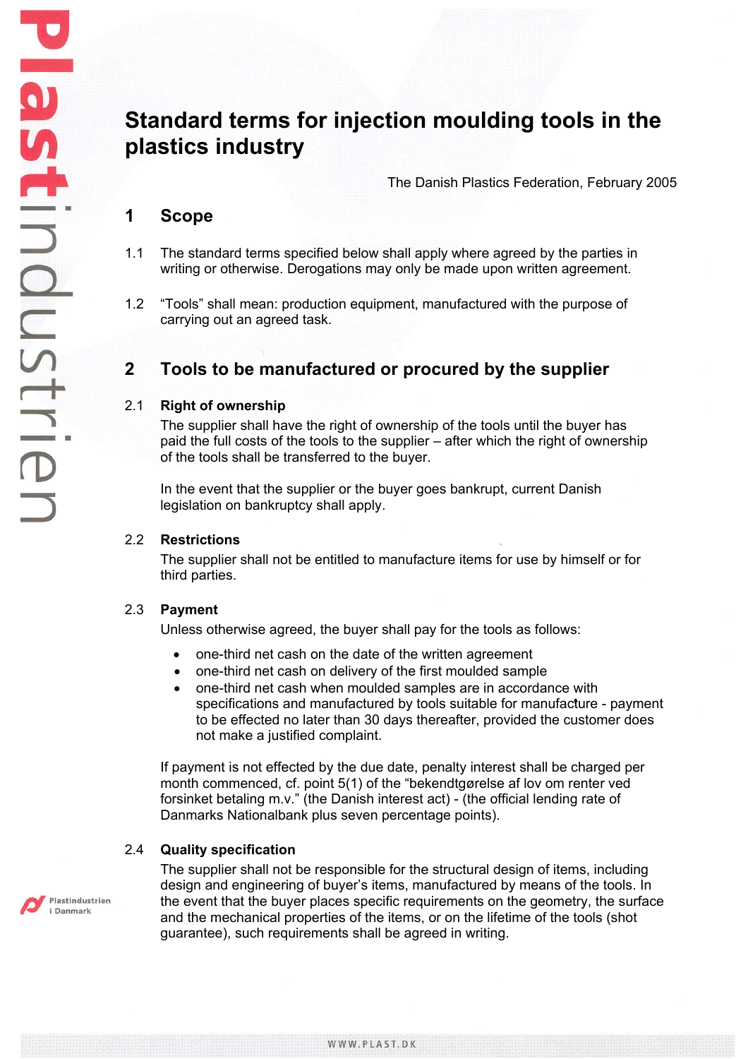# Standard terms for injection moulding tools in the plastics industry

The Danish Plastics Federation, February 2005

## 1 Scope

1.1 The standard terms specified below shall apply where agreed by the parties in writing or otherwise. Derogations may only be made upon written agreement.

1.2 “Tools” shall mean: production equipment, manufactured with the purpose of carrying out an agreed task.

## 2 Tools to be manufactured or procured by the supplier

### 2.1 Right of ownership

The supplier shall have the right of ownership of the tools until the buyer has paid the full costs of the tools to the supplier – after which the right of ownership of the tools shall be transferred to the buyer.

In the event that the supplier or the buyer goes bankrupt, current Danish legislation on bankruptcy shall apply.

### 2.2 Restrictions

The supplier shall not be entitled to manufacture items for use by himself or for third parties.

### 2.3 Payment

Unless otherwise agreed, the buyer shall pay for the tools as follows:

- one-third net cash on the date of the written agreement
- one-third net cash on delivery of the first moulded sample
- one-third net cash when moulded samples are in accordance with specifications and manufactured by tools suitable for manufacture - payment to be effected no later than 30 days thereafter, provided the customer does not make a justified complaint.

If payment is not effected by the due date, penalty interest shall be charged per month commenced, cf. point 5(1) of the “bekendtgørelse af lov om renter ved forsinket betaling m.v.” (the Danish interest act) - (the official lending rate of Danmarks Nationalbank plus seven percentage points).

### 2.4 Quality specification

The supplier shall not be responsible for the structural design of items, including design and engineering of buyer’s items, manufactured by means of the tools. In the event that the buyer places specific requirements on the geometry, the surface and the mechanical properties of the items, or on the lifetime of the tools (shot guarantee), such requirements shall be agreed in writing.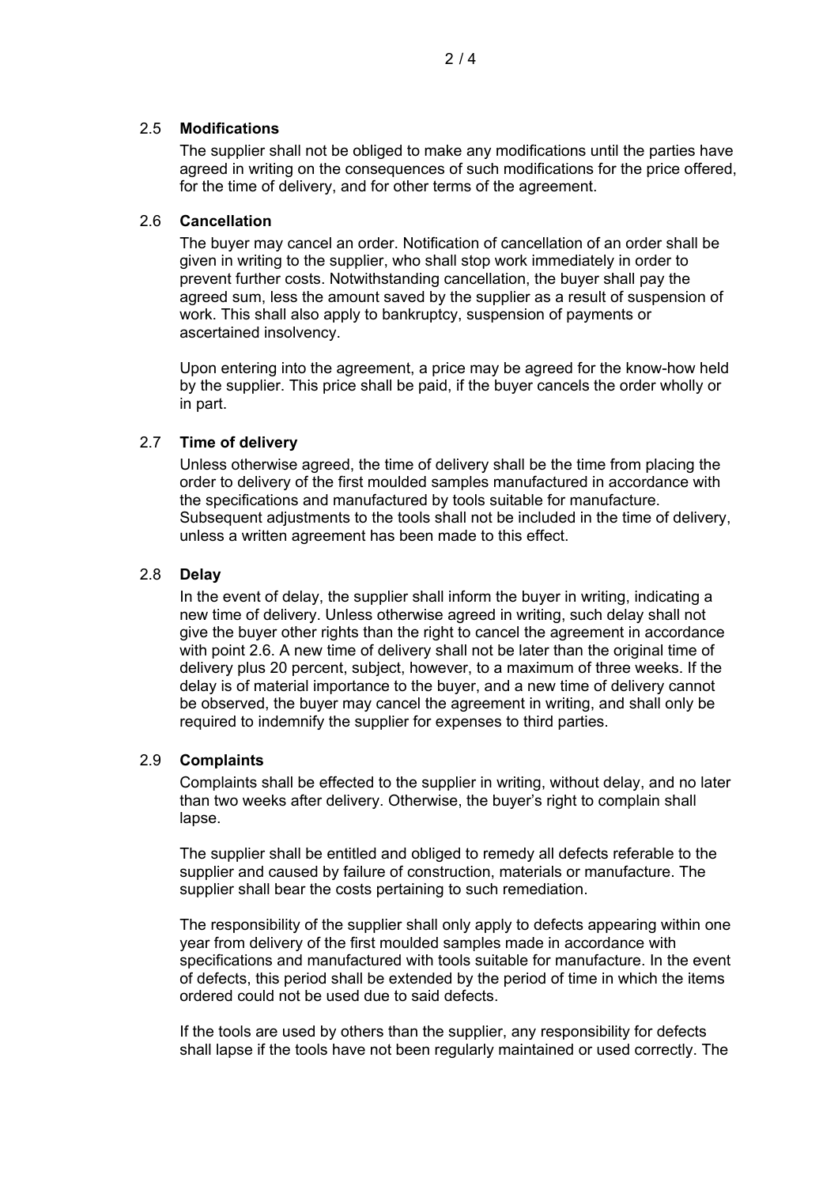### 2.5 **Modifications**

The supplier shall not be obliged to make any modifications until the parties have agreed in writing on the consequences of such modifications for the price offered, for the time of delivery, and for other terms of the agreement.

### 2.6 **Cancellation**

The buyer may cancel an order. Notification of cancellation of an order shall be given in writing to the supplier, who shall stop work immediately in order to prevent further costs. Notwithstanding cancellation, the buyer shall pay the agreed sum, less the amount saved by the supplier as a result of suspension of work. This shall also apply to bankruptcy, suspension of payments or ascertained insolvency.

Upon entering into the agreement, a price may be agreed for the know-how held by the supplier. This price shall be paid, if the buyer cancels the order wholly or in part.

### 2.7 **Time of delivery**

Unless otherwise agreed, the time of delivery shall be the time from placing the order to delivery of the first moulded samples manufactured in accordance with the specifications and manufactured by tools suitable for manufacture. Subsequent adjustments to the tools shall not be included in the time of delivery, unless a written agreement has been made to this effect.

### 2.8 **Delay**

In the event of delay, the supplier shall inform the buyer in writing, indicating a new time of delivery. Unless otherwise agreed in writing, such delay shall not give the buyer other rights than the right to cancel the agreement in accordance with point 2.6. A new time of delivery shall not be later than the original time of delivery plus 20 percent, subject, however, to a maximum of three weeks. If the delay is of material importance to the buyer, and a new time of delivery cannot be observed, the buyer may cancel the agreement in writing, and shall only be required to indemnify the supplier for expenses to third parties.

### 2.9 **Complaints**

Complaints shall be effected to the supplier in writing, without delay, and no later than two weeks after delivery. Otherwise, the buyer's right to complain shall lapse.

The supplier shall be entitled and obliged to remedy all defects referable to the supplier and caused by failure of construction, materials or manufacture. The supplier shall bear the costs pertaining to such remediation.

The responsibility of the supplier shall only apply to defects appearing within one year from delivery of the first moulded samples made in accordance with specifications and manufactured with tools suitable for manufacture. In the event of defects, this period shall be extended by the period of time in which the items ordered could not be used due to said defects.

If the tools are used by others than the supplier, any responsibility for defects shall lapse if the tools have not been regularly maintained or used correctly. The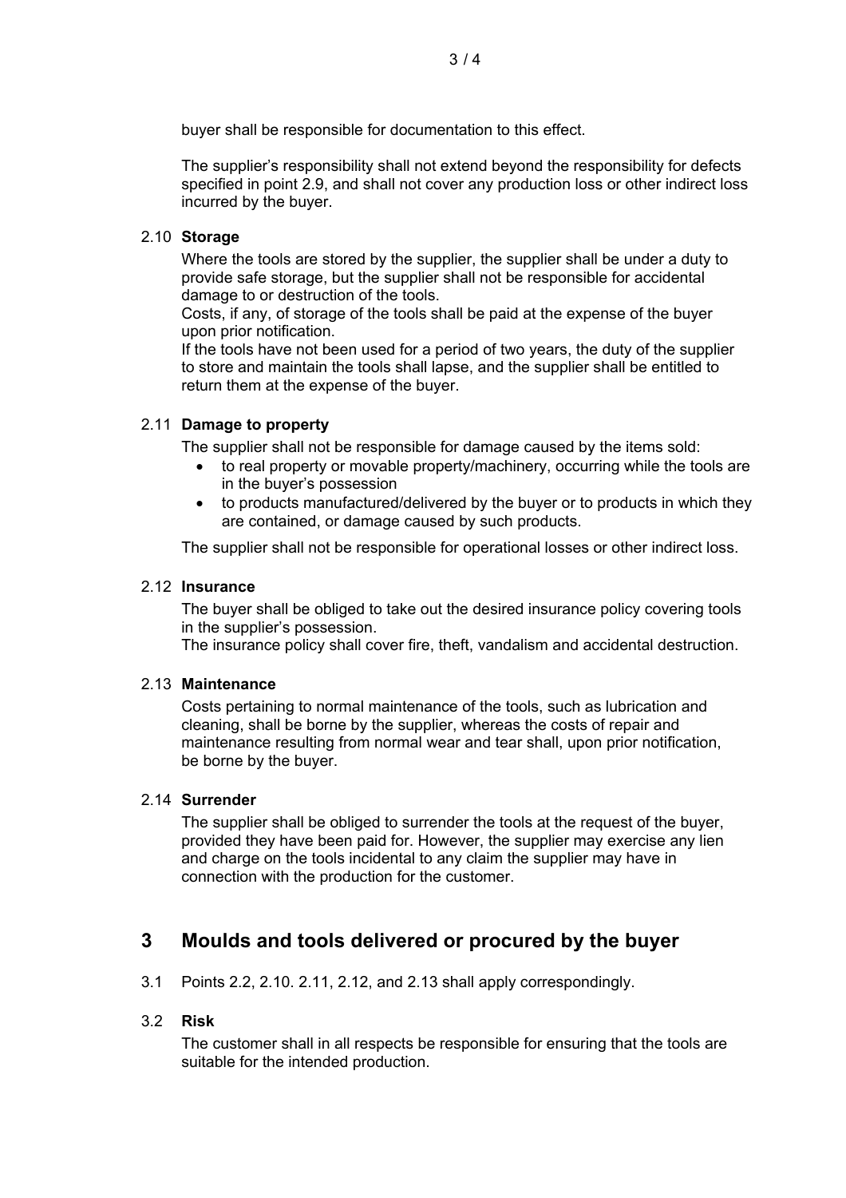buyer shall be responsible for documentation to this effect.

The supplier's responsibility shall not extend beyond the responsibility for defects specified in point 2.9, and shall not cover any production loss or other indirect loss incurred by the buyer.

### 2.10 Storage

Where the tools are stored by the supplier, the supplier shall be under a duty to provide safe storage, but the supplier shall not be responsible for accidental damage to or destruction of the tools.
Costs, if any, of storage of the tools shall be paid at the expense of the buyer upon prior notification.
If the tools have not been used for a period of two years, the duty of the supplier to store and maintain the tools shall lapse, and the supplier shall be entitled to return them at the expense of the buyer.

### 2.11 Damage to property

The supplier shall not be responsible for damage caused by the items sold:

- to real property or movable property/machinery, occurring while the tools are in the buyer's possession
- to products manufactured/delivered by the buyer or to products in which they are contained, or damage caused by such products.

The supplier shall not be responsible for operational losses or other indirect loss.

### 2.12 Insurance

The buyer shall be obliged to take out the desired insurance policy covering tools in the supplier's possession.
The insurance policy shall cover fire, theft, vandalism and accidental destruction.

### 2.13 Maintenance

Costs pertaining to normal maintenance of the tools, such as lubrication and cleaning, shall be borne by the supplier, whereas the costs of repair and maintenance resulting from normal wear and tear shall, upon prior notification, be borne by the buyer.

### 2.14 Surrender

The supplier shall be obliged to surrender the tools at the request of the buyer, provided they have been paid for. However, the supplier may exercise any lien and charge on the tools incidental to any claim the supplier may have in connection with the production for the customer.

## 3 Moulds and tools delivered or procured by the buyer

3.1 Points 2.2, 2.10. 2.11, 2.12, and 2.13 shall apply correspondingly.

### 3.2 Risk

The customer shall in all respects be responsible for ensuring that the tools are suitable for the intended production.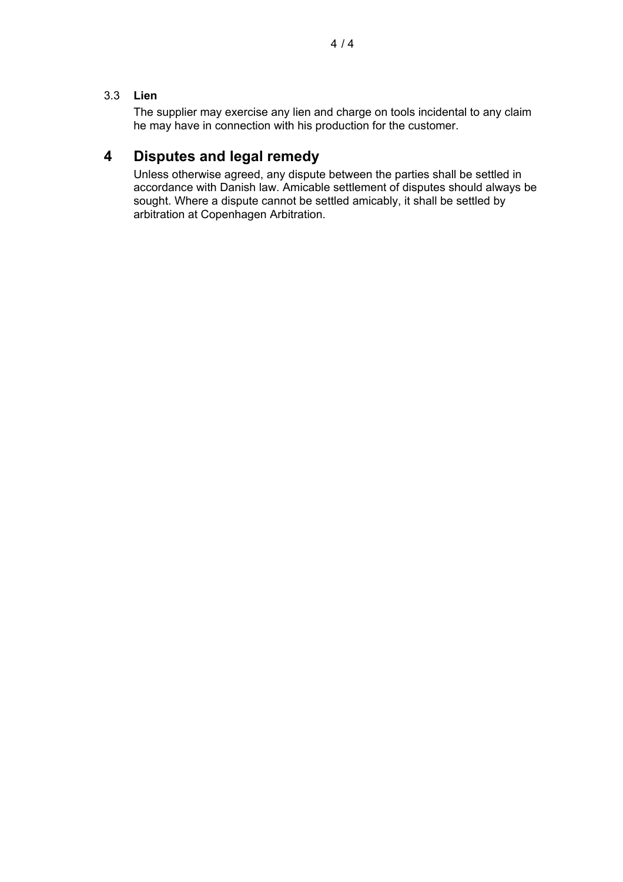### 3.3 **Lien**

The supplier may exercise any lien and charge on tools incidental to any claim he may have in connection with his production for the customer.

## 4 Disputes and legal remedy

Unless otherwise agreed, any dispute between the parties shall be settled in accordance with Danish law. Amicable settlement of disputes should always be sought. Where a dispute cannot be settled amicably, it shall be settled by arbitration at Copenhagen Arbitration.